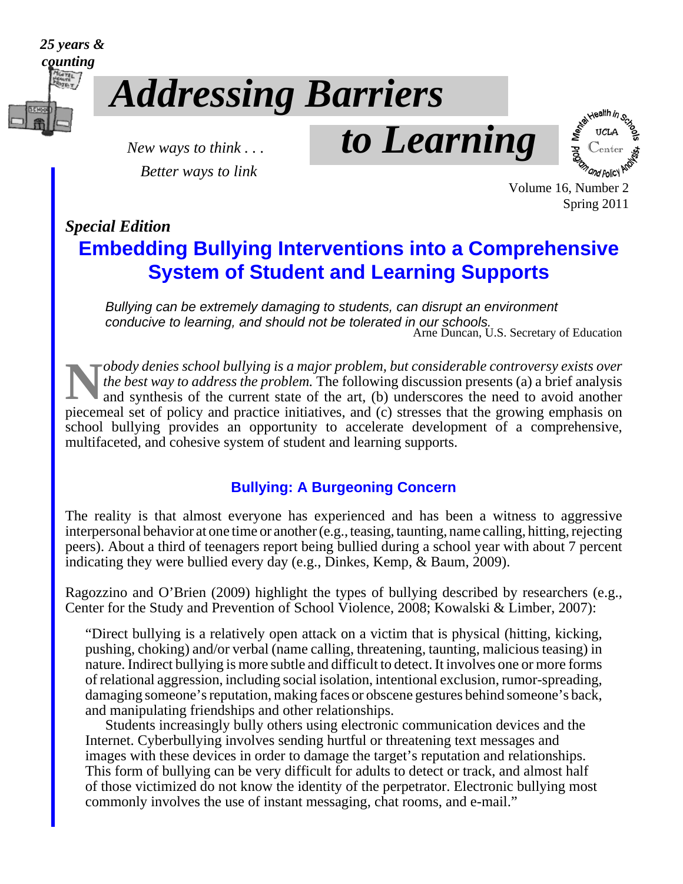*25 years & counting*

# *Addressing Barriers to Learning*

*New ways to think . . .*
*Better ways to link*

Volume 16, Number 2
Spring 2011

***Special Edition***

## Embedding Bullying Interventions into a Comprehensive System of Student and Learning Supports

> *Bullying can be extremely damaging to students, can disrupt an environment conducive to learning, and should not be tolerated in our schools.*
> Arne Duncan, U.S. Secretary of Education

*Nobody denies school bullying is a major problem, but considerable controversy exists over the best way to address the problem.* The following discussion presents (a) a brief analysis and synthesis of the current state of the art, (b) underscores the need to avoid another piecemeal set of policy and practice initiatives, and (c) stresses that the growing emphasis on school bullying provides an opportunity to accelerate development of a comprehensive, multifaceted, and cohesive system of student and learning supports.

### Bullying: A Burgeoning Concern

The reality is that almost everyone has experienced and has been a witness to aggressive interpersonal behavior at one time or another (e.g., teasing, taunting, name calling, hitting, rejecting peers). About a third of teenagers report being bullied during a school year with about 7 percent indicating they were bullied every day (e.g., Dinkes, Kemp, & Baum, 2009).

Ragozzino and O'Brien (2009) highlight the types of bullying described by researchers (e.g., Center for the Study and Prevention of School Violence, 2008; Kowalski & Limber, 2007):

> "Direct bullying is a relatively open attack on a victim that is physical (hitting, kicking, pushing, choking) and/or verbal (name calling, threatening, taunting, malicious teasing) in nature. Indirect bullying is more subtle and difficult to detect. It involves one or more forms of relational aggression, including social isolation, intentional exclusion, rumor-spreading, damaging someone's reputation, making faces or obscene gestures behind someone's back, and manipulating friendships and other relationships.
>
> Students increasingly bully others using electronic communication devices and the Internet. Cyberbullying involves sending hurtful or threatening text messages and images with these devices in order to damage the target's reputation and relationships. This form of bullying can be very difficult for adults to detect or track, and almost half of those victimized do not know the identity of the perpetrator. Electronic bullying most commonly involves the use of instant messaging, chat rooms, and e-mail."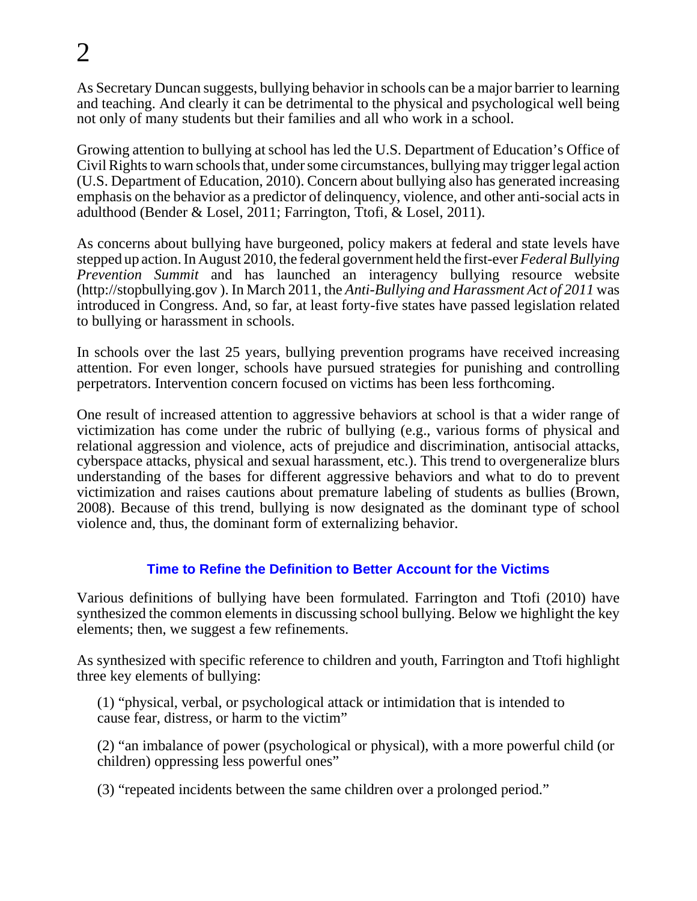As Secretary Duncan suggests, bullying behavior in schools can be a major barrier to learning and teaching. And clearly it can be detrimental to the physical and psychological well being not only of many students but their families and all who work in a school.

Growing attention to bullying at school has led the U.S. Department of Education's Office of Civil Rights to warn schools that, under some circumstances, bullying may trigger legal action (U.S. Department of Education, 2010). Concern about bullying also has generated increasing emphasis on the behavior as a predictor of delinquency, violence, and other anti-social acts in adulthood (Bender & Losel, 2011; Farrington, Ttofi, & Losel, 2011).

As concerns about bullying have burgeoned, policy makers at federal and state levels have stepped up action. In August 2010, the federal government held the first-ever *Federal Bullying Prevention Summit* and has launched an interagency bullying resource website (http://stopbullying.gov ). In March 2011, the *Anti-Bullying and Harassment Act of 2011* was introduced in Congress. And, so far, at least forty-five states have passed legislation related to bullying or harassment in schools.

In schools over the last 25 years, bullying prevention programs have received increasing attention. For even longer, schools have pursued strategies for punishing and controlling perpetrators. Intervention concern focused on victims has been less forthcoming.

One result of increased attention to aggressive behaviors at school is that a wider range of victimization has come under the rubric of bullying (e.g., various forms of physical and relational aggression and violence, acts of prejudice and discrimination, antisocial attacks, cyberspace attacks, physical and sexual harassment, etc.). This trend to overgeneralize blurs understanding of the bases for different aggressive behaviors and what to do to prevent victimization and raises cautions about premature labeling of students as bullies (Brown, 2008). Because of this trend, bullying is now designated as the dominant type of school violence and, thus, the dominant form of externalizing behavior.

## Time to Refine the Definition to Better Account for the Victims

Various definitions of bullying have been formulated. Farrington and Ttofi (2010) have synthesized the common elements in discussing school bullying. Below we highlight the key elements; then, we suggest a few refinements.

As synthesized with specific reference to children and youth, Farrington and Ttofi highlight three key elements of bullying:

(1) "physical, verbal, or psychological attack or intimidation that is intended to cause fear, distress, or harm to the victim"

(2) "an imbalance of power (psychological or physical), with a more powerful child (or children) oppressing less powerful ones"

(3) "repeated incidents between the same children over a prolonged period."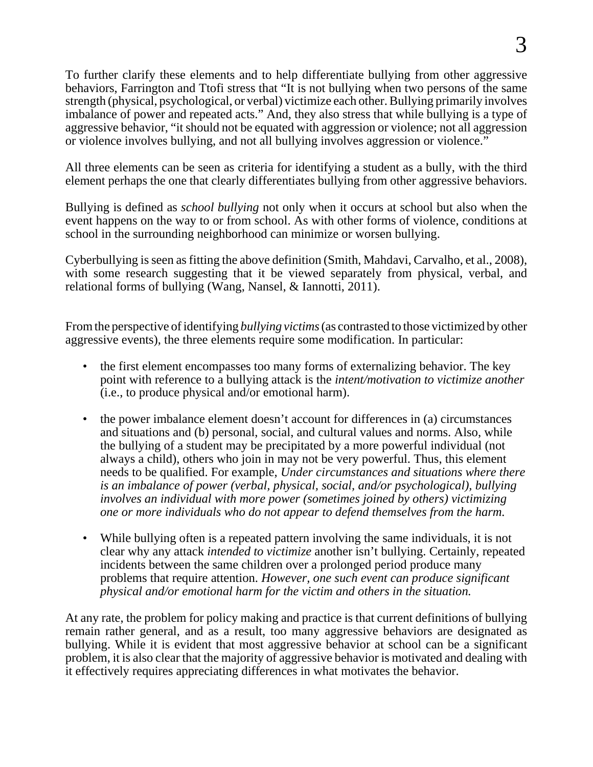To further clarify these elements and to help differentiate bullying from other aggressive behaviors, Farrington and Ttofi stress that "It is not bullying when two persons of the same strength (physical, psychological, or verbal) victimize each other. Bullying primarily involves imbalance of power and repeated acts." And, they also stress that while bullying is a type of aggressive behavior, "it should not be equated with aggression or violence; not all aggression or violence involves bullying, and not all bullying involves aggression or violence."

All three elements can be seen as criteria for identifying a student as a bully, with the third element perhaps the one that clearly differentiates bullying from other aggressive behaviors.

Bullying is defined as *school bullying* not only when it occurs at school but also when the event happens on the way to or from school. As with other forms of violence, conditions at school in the surrounding neighborhood can minimize or worsen bullying.

Cyberbullying is seen as fitting the above definition (Smith, Mahdavi, Carvalho, et al., 2008), with some research suggesting that it be viewed separately from physical, verbal, and relational forms of bullying (Wang, Nansel, & Iannotti, 2011).

From the perspective of identifying *bullying victims* (as contrasted to those victimized by other aggressive events), the three elements require some modification. In particular:

- the first element encompasses too many forms of externalizing behavior. The key point with reference to a bullying attack is the *intent/motivation to victimize another* (i.e., to produce physical and/or emotional harm).

- the power imbalance element doesn't account for differences in (a) circumstances and situations and (b) personal, social, and cultural values and norms. Also, while the bullying of a student may be precipitated by a more powerful individual (not always a child), others who join in may not be very powerful. Thus, this element needs to be qualified. For example, *Under circumstances and situations where there is an imbalance of power (verbal, physical, social, and/or psychological), bullying involves an individual with more power (sometimes joined by others) victimizing one or more individuals who do not appear to defend themselves from the harm.*

- While bullying often is a repeated pattern involving the same individuals, it is not clear why any attack *intended to victimize* another isn't bullying. Certainly, repeated incidents between the same children over a prolonged period produce many problems that require attention. *However, one such event can produce significant physical and/or emotional harm for the victim and others in the situation.*

At any rate, the problem for policy making and practice is that current definitions of bullying remain rather general, and as a result, too many aggressive behaviors are designated as bullying. While it is evident that most aggressive behavior at school can be a significant problem, it is also clear that the majority of aggressive behavior is motivated and dealing with it effectively requires appreciating differences in what motivates the behavior.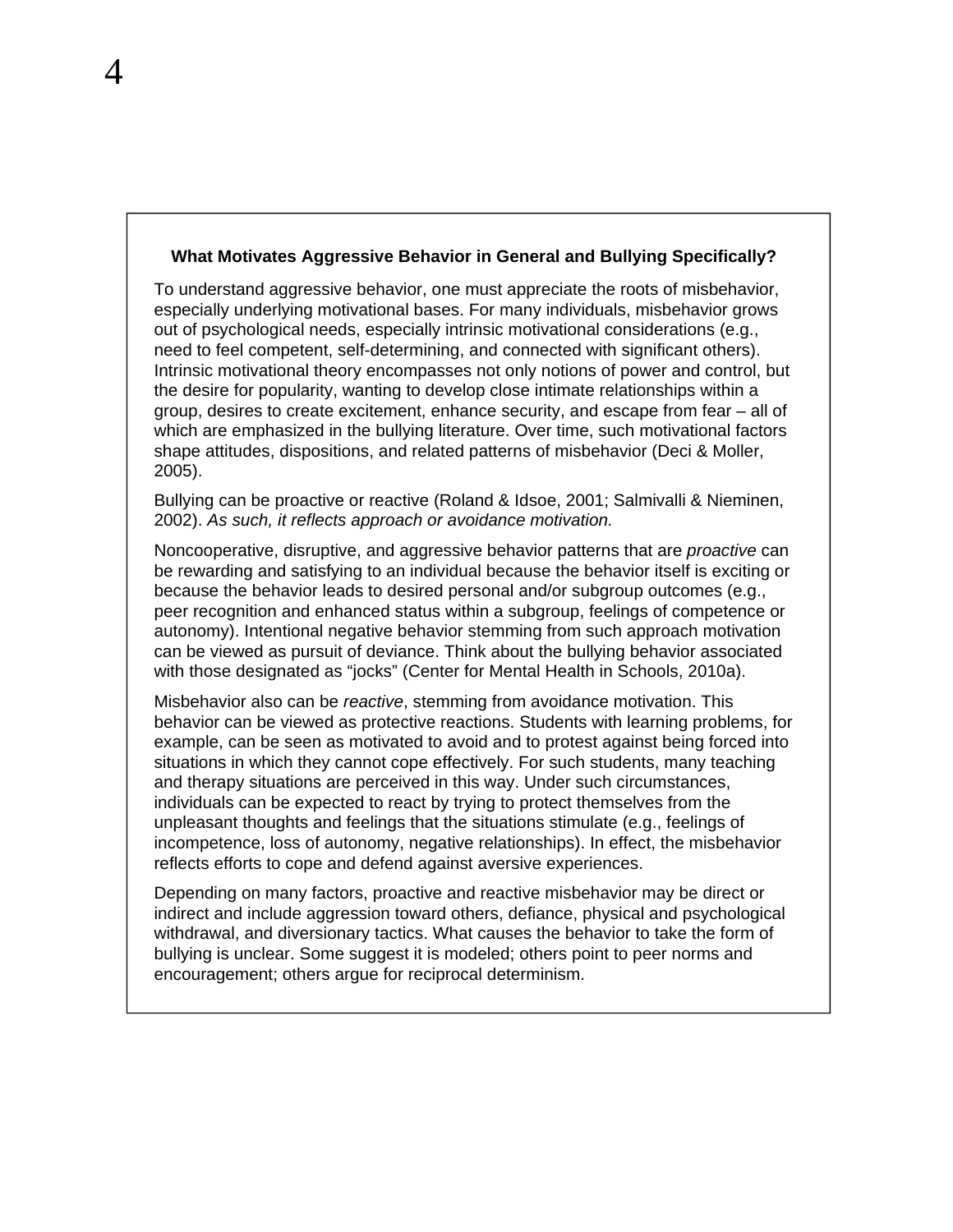### What Motivates Aggressive Behavior in General and Bullying Specifically?

To understand aggressive behavior, one must appreciate the roots of misbehavior, especially underlying motivational bases. For many individuals, misbehavior grows out of psychological needs, especially intrinsic motivational considerations (e.g., need to feel competent, self-determining, and connected with significant others). Intrinsic motivational theory encompasses not only notions of power and control, but the desire for popularity, wanting to develop close intimate relationships within a group, desires to create excitement, enhance security, and escape from fear – all of which are emphasized in the bullying literature. Over time, such motivational factors shape attitudes, dispositions, and related patterns of misbehavior (Deci & Moller, 2005).

Bullying can be proactive or reactive (Roland & Idsoe, 2001; Salmivalli & Nieminen, 2002). *As such, it reflects approach or avoidance motivation.*

Noncooperative, disruptive, and aggressive behavior patterns that are *proactive* can be rewarding and satisfying to an individual because the behavior itself is exciting or because the behavior leads to desired personal and/or subgroup outcomes (e.g., peer recognition and enhanced status within a subgroup, feelings of competence or autonomy). Intentional negative behavior stemming from such approach motivation can be viewed as pursuit of deviance. Think about the bullying behavior associated with those designated as "jocks" (Center for Mental Health in Schools, 2010a).

Misbehavior also can be *reactive*, stemming from avoidance motivation. This behavior can be viewed as protective reactions. Students with learning problems, for example, can be seen as motivated to avoid and to protest against being forced into situations in which they cannot cope effectively. For such students, many teaching and therapy situations are perceived in this way. Under such circumstances, individuals can be expected to react by trying to protect themselves from the unpleasant thoughts and feelings that the situations stimulate (e.g., feelings of incompetence, loss of autonomy, negative relationships). In effect, the misbehavior reflects efforts to cope and defend against aversive experiences.

Depending on many factors, proactive and reactive misbehavior may be direct or indirect and include aggression toward others, defiance, physical and psychological withdrawal, and diversionary tactics. What causes the behavior to take the form of bullying is unclear. Some suggest it is modeled; others point to peer norms and encouragement; others argue for reciprocal determinism.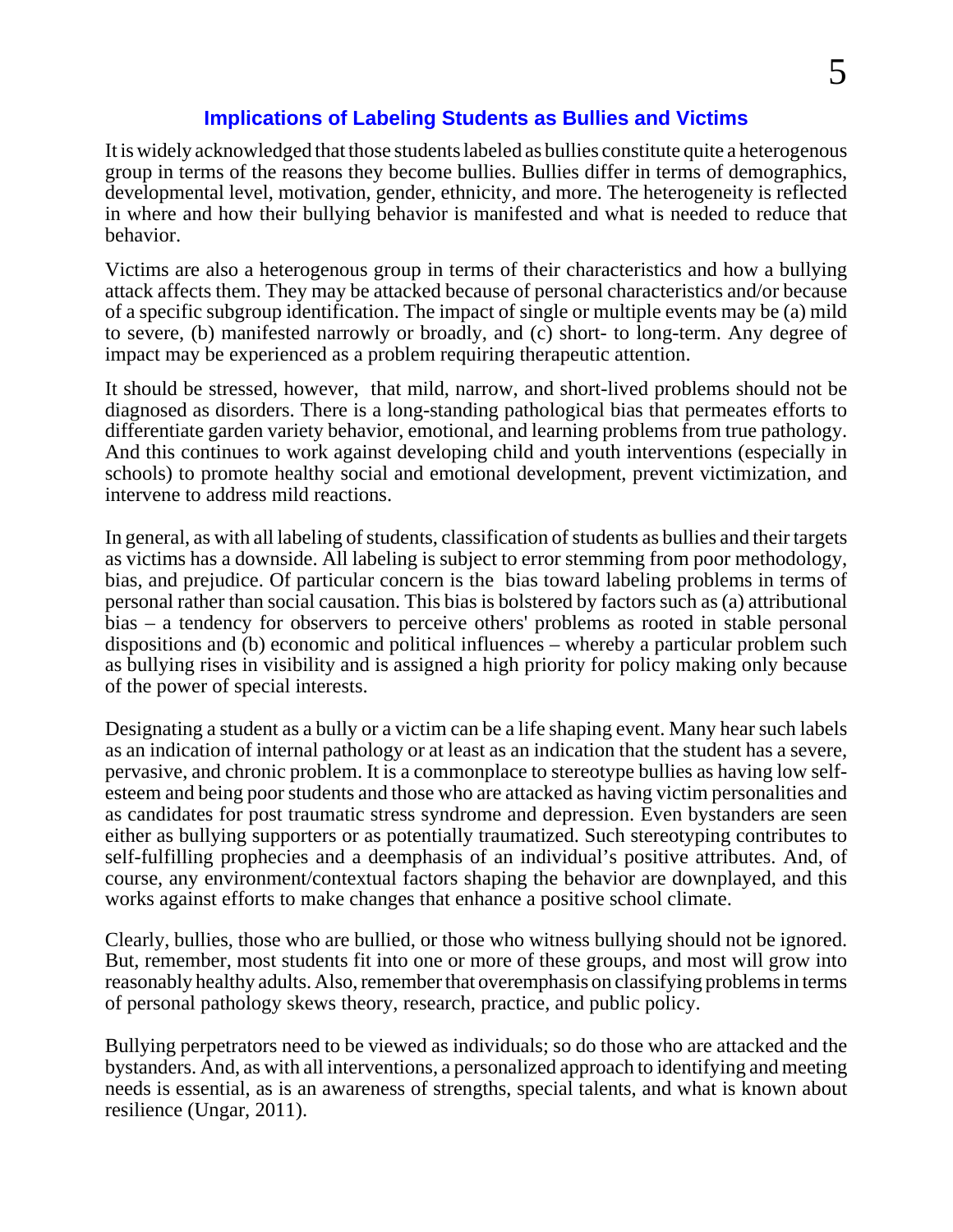## Implications of Labeling Students as Bullies and Victims

It is widely acknowledged that those students labeled as bullies constitute quite a heterogenous group in terms of the reasons they become bullies. Bullies differ in terms of demographics, developmental level, motivation, gender, ethnicity, and more. The heterogeneity is reflected in where and how their bullying behavior is manifested and what is needed to reduce that behavior.

Victims are also a heterogenous group in terms of their characteristics and how a bullying attack affects them. They may be attacked because of personal characteristics and/or because of a specific subgroup identification. The impact of single or multiple events may be (a) mild to severe, (b) manifested narrowly or broadly, and (c) short- to long-term. Any degree of impact may be experienced as a problem requiring therapeutic attention.

It should be stressed, however, that mild, narrow, and short-lived problems should not be diagnosed as disorders. There is a long-standing pathological bias that permeates efforts to differentiate garden variety behavior, emotional, and learning problems from true pathology. And this continues to work against developing child and youth interventions (especially in schools) to promote healthy social and emotional development, prevent victimization, and intervene to address mild reactions.

In general, as with all labeling of students, classification of students as bullies and their targets as victims has a downside. All labeling is subject to error stemming from poor methodology, bias, and prejudice. Of particular concern is the bias toward labeling problems in terms of personal rather than social causation. This bias is bolstered by factors such as (a) attributional bias – a tendency for observers to perceive others' problems as rooted in stable personal dispositions and (b) economic and political influences – whereby a particular problem such as bullying rises in visibility and is assigned a high priority for policy making only because of the power of special interests.

Designating a student as a bully or a victim can be a life shaping event. Many hear such labels as an indication of internal pathology or at least as an indication that the student has a severe, pervasive, and chronic problem. It is a commonplace to stereotype bullies as having low self-esteem and being poor students and those who are attacked as having victim personalities and as candidates for post traumatic stress syndrome and depression. Even bystanders are seen either as bullying supporters or as potentially traumatized. Such stereotyping contributes to self-fulfilling prophecies and a deemphasis of an individual's positive attributes. And, of course, any environment/contextual factors shaping the behavior are downplayed, and this works against efforts to make changes that enhance a positive school climate.

Clearly, bullies, those who are bullied, or those who witness bullying should not be ignored. But, remember, most students fit into one or more of these groups, and most will grow into reasonably healthy adults. Also, remember that overemphasis on classifying problems in terms of personal pathology skews theory, research, practice, and public policy.

Bullying perpetrators need to be viewed as individuals; so do those who are attacked and the bystanders. And, as with all interventions, a personalized approach to identifying and meeting needs is essential, as is an awareness of strengths, special talents, and what is known about resilience (Ungar, 2011).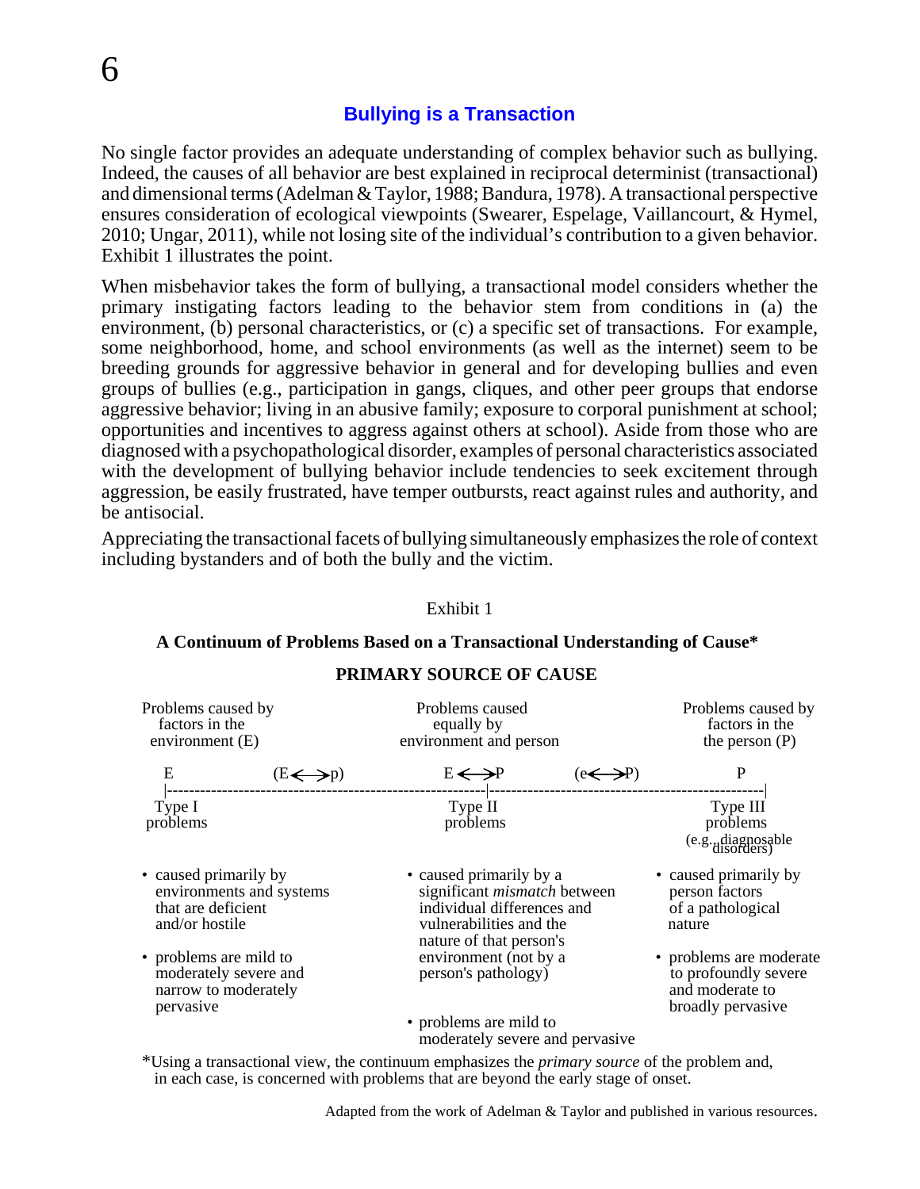## Bullying is a Transaction

No single factor provides an adequate understanding of complex behavior such as bullying. Indeed, the causes of all behavior are best explained in reciprocal determinist (transactional) and dimensional terms (Adelman & Taylor, 1988; Bandura, 1978). A transactional perspective ensures consideration of ecological viewpoints (Swearer, Espelage, Vaillancourt, & Hymel, 2010; Ungar, 2011), while not losing site of the individual's contribution to a given behavior. Exhibit 1 illustrates the point.

When misbehavior takes the form of bullying, a transactional model considers whether the primary instigating factors leading to the behavior stem from conditions in (a) the environment, (b) personal characteristics, or (c) a specific set of transactions. For example, some neighborhood, home, and school environments (as well as the internet) seem to be breeding grounds for aggressive behavior in general and for developing bullies and even groups of bullies (e.g., participation in gangs, cliques, and other peer groups that endorse aggressive behavior; living in an abusive family; exposure to corporal punishment at school; opportunities and incentives to aggress against others at school). Aside from those who are diagnosed with a psychopathological disorder, examples of personal characteristics associated with the development of bullying behavior include tendencies to seek excitement through aggression, be easily frustrated, have temper outbursts, react against rules and authority, and be antisocial.

Appreciating the transactional facets of bullying simultaneously emphasizes the role of context including bystanders and of both the bully and the victim.

Exhibit 1

**A Continuum of Problems Based on a Transactional Understanding of Cause***

**PRIMARY SOURCE OF CAUSE**

| Problems caused by factors in the environment (E) | Problems caused equally by environment and person | Problems caused by factors in the person (P) |
|---|---|---|
| E (E<—>p) | E<—>P (e<—>P) | P |
| Type I problems | Type II problems | Type III problems (e.g., diagnosable disorders) |
| • caused primarily by environments and systems that are deficient and/or hostile<br>• problems are mild to moderately severe and narrow to moderately pervasive | • caused primarily by a significant *mismatch* between individual differences and vulnerabilities and the nature of that person's environment (not by a person's pathology)<br>• problems are mild to moderately severe and pervasive | • caused primarily by person factors of a pathological nature<br>• problems are moderate to profoundly severe and moderate to broadly pervasive |

*Using a transactional view, the continuum emphasizes the *primary source* of the problem and, in each case, is concerned with problems that are beyond the early stage of onset.

Adapted from the work of Adelman & Taylor and published in various resources.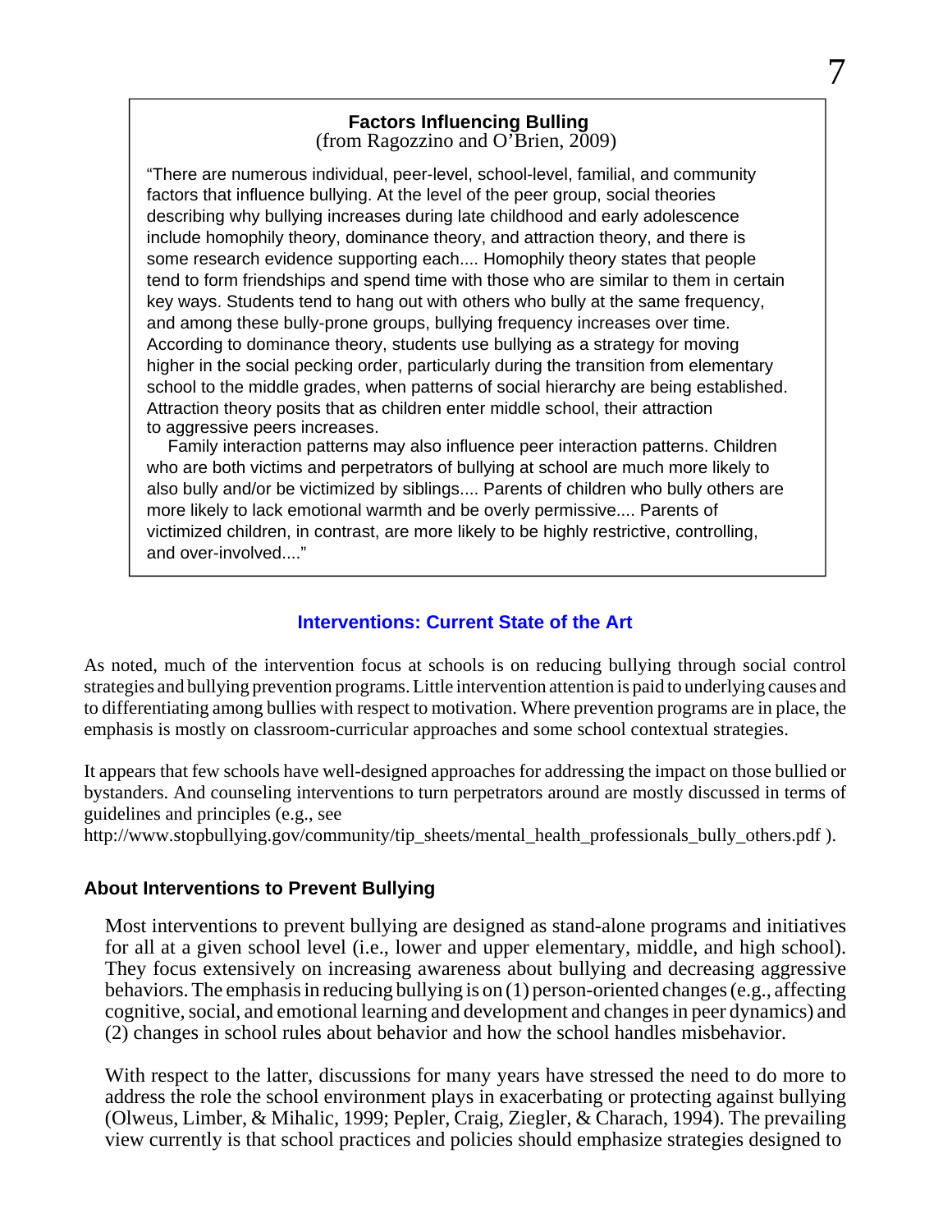> **Factors Influencing Bulling**
> (from Ragozzino and O'Brien, 2009)
>
> "There are numerous individual, peer-level, school-level, familial, and community factors that influence bullying. At the level of the peer group, social theories describing why bullying increases during late childhood and early adolescence include homophily theory, dominance theory, and attraction theory, and there is some research evidence supporting each.... Homophily theory states that people tend to form friendships and spend time with those who are similar to them in certain key ways. Students tend to hang out with others who bully at the same frequency, and among these bully-prone groups, bullying frequency increases over time. According to dominance theory, students use bullying as a strategy for moving higher in the social pecking order, particularly during the transition from elementary school to the middle grades, when patterns of social hierarchy are being established. Attraction theory posits that as children enter middle school, their attraction to aggressive peers increases.
>
> Family interaction patterns may also influence peer interaction patterns. Children who are both victims and perpetrators of bullying at school are much more likely to also bully and/or be victimized by siblings.... Parents of children who bully others are more likely to lack emotional warmth and be overly permissive.... Parents of victimized children, in contrast, are more likely to be highly restrictive, controlling, and over-involved...."

## Interventions: Current State of the Art

As noted, much of the intervention focus at schools is on reducing bullying through social control strategies and bullying prevention programs. Little intervention attention is paid to underlying causes and to differentiating among bullies with respect to motivation. Where prevention programs are in place, the emphasis is mostly on classroom-curricular approaches and some school contextual strategies.

It appears that few schools have well-designed approaches for addressing the impact on those bullied or bystanders. And counseling interventions to turn perpetrators around are mostly discussed in terms of guidelines and principles (e.g., see http://www.stopbullying.gov/community/tip_sheets/mental_health_professionals_bully_others.pdf ).

### About Interventions to Prevent Bullying

Most interventions to prevent bullying are designed as stand-alone programs and initiatives for all at a given school level (i.e., lower and upper elementary, middle, and high school). They focus extensively on increasing awareness about bullying and decreasing aggressive behaviors. The emphasis in reducing bullying is on (1) person-oriented changes (e.g., affecting cognitive, social, and emotional learning and development and changes in peer dynamics) and (2) changes in school rules about behavior and how the school handles misbehavior.

With respect to the latter, discussions for many years have stressed the need to do more to address the role the school environment plays in exacerbating or protecting against bullying (Olweus, Limber, & Mihalic, 1999; Pepler, Craig, Ziegler, & Charach, 1994). The prevailing view currently is that school practices and policies should emphasize strategies designed to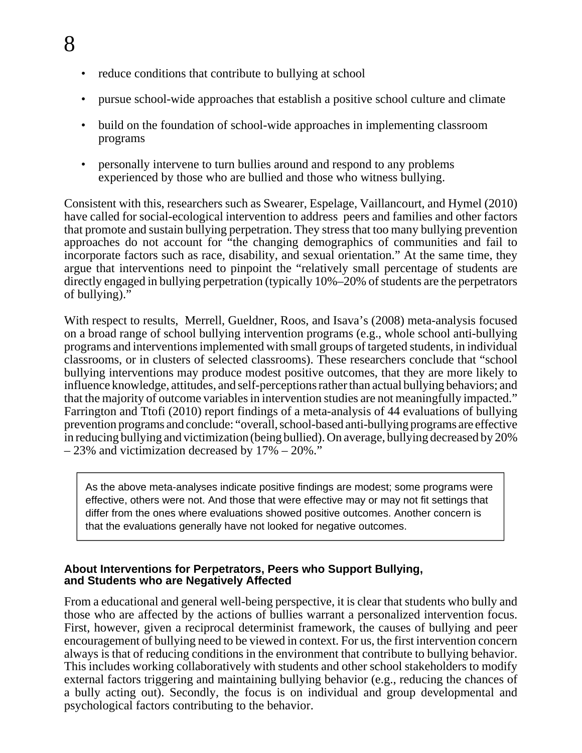- reduce conditions that contribute to bullying at school
- pursue school-wide approaches that establish a positive school culture and climate
- build on the foundation of school-wide approaches in implementing classroom programs
- personally intervene to turn bullies around and respond to any problems experienced by those who are bullied and those who witness bullying.

Consistent with this, researchers such as Swearer, Espelage, Vaillancourt, and Hymel (2010) have called for social-ecological intervention to address peers and families and other factors that promote and sustain bullying perpetration. They stress that too many bullying prevention approaches do not account for "the changing demographics of communities and fail to incorporate factors such as race, disability, and sexual orientation." At the same time, they argue that interventions need to pinpoint the "relatively small percentage of students are directly engaged in bullying perpetration (typically 10%–20% of students are the perpetrators of bullying)."

With respect to results, Merrell, Gueldner, Roos, and Isava's (2008) meta-analysis focused on a broad range of school bullying intervention programs (e.g., whole school anti-bullying programs and interventions implemented with small groups of targeted students, in individual classrooms, or in clusters of selected classrooms). These researchers conclude that "school bullying interventions may produce modest positive outcomes, that they are more likely to influence knowledge, attitudes, and self-perceptions rather than actual bullying behaviors; and that the majority of outcome variables in intervention studies are not meaningfully impacted." Farrington and Ttofi (2010) report findings of a meta-analysis of 44 evaluations of bullying prevention programs and conclude: "overall, school-based anti-bullying programs are effective in reducing bullying and victimization (being bullied). On average, bullying decreased by 20% – 23% and victimization decreased by 17% – 20%."

> As the above meta-analyses indicate positive findings are modest; some programs were effective, others were not. And those that were effective may or may not fit settings that differ from the ones where evaluations showed positive outcomes. Another concern is that the evaluations generally have not looked for negative outcomes.

**About Interventions for Perpetrators, Peers who Support Bullying, and Students who are Negatively Affected**

From a educational and general well-being perspective, it is clear that students who bully and those who are affected by the actions of bullies warrant a personalized intervention focus. First, however, given a reciprocal determinist framework, the causes of bullying and peer encouragement of bullying need to be viewed in context. For us, the first intervention concern always is that of reducing conditions in the environment that contribute to bullying behavior. This includes working collaboratively with students and other school stakeholders to modify external factors triggering and maintaining bullying behavior (e.g., reducing the chances of a bully acting out). Secondly, the focus is on individual and group developmental and psychological factors contributing to the behavior.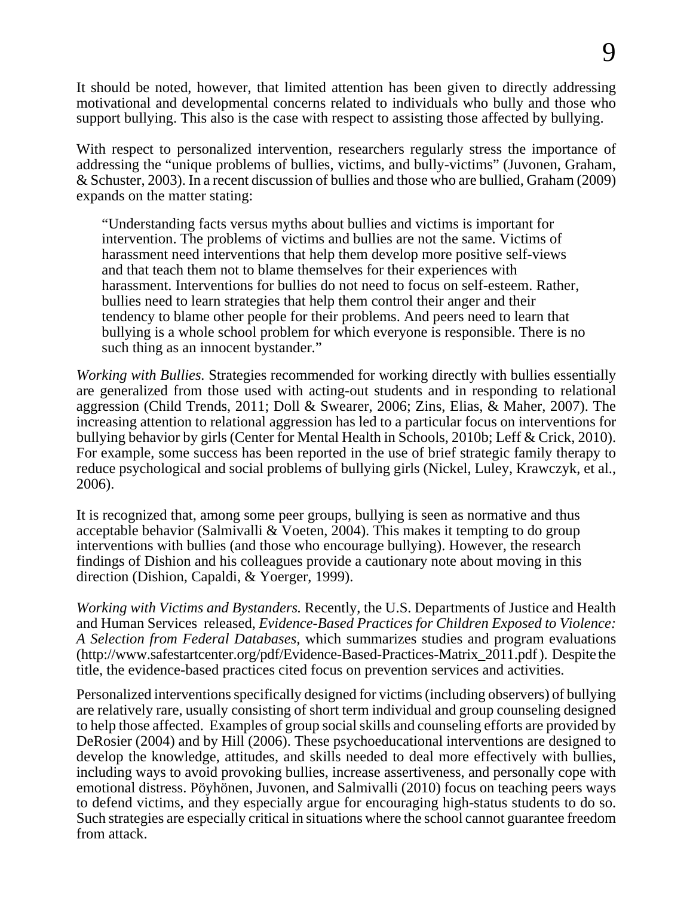It should be noted, however, that limited attention has been given to directly addressing motivational and developmental concerns related to individuals who bully and those who support bullying. This also is the case with respect to assisting those affected by bullying.

With respect to personalized intervention, researchers regularly stress the importance of addressing the "unique problems of bullies, victims, and bully-victims" (Juvonen, Graham, & Schuster, 2003). In a recent discussion of bullies and those who are bullied, Graham (2009) expands on the matter stating:

> "Understanding facts versus myths about bullies and victims is important for intervention. The problems of victims and bullies are not the same. Victims of harassment need interventions that help them develop more positive self-views and that teach them not to blame themselves for their experiences with harassment. Interventions for bullies do not need to focus on self-esteem. Rather, bullies need to learn strategies that help them control their anger and their tendency to blame other people for their problems. And peers need to learn that bullying is a whole school problem for which everyone is responsible. There is no such thing as an innocent bystander."

*Working with Bullies.* Strategies recommended for working directly with bullies essentially are generalized from those used with acting-out students and in responding to relational aggression (Child Trends, 2011; Doll & Swearer, 2006; Zins, Elias, & Maher, 2007). The increasing attention to relational aggression has led to a particular focus on interventions for bullying behavior by girls (Center for Mental Health in Schools, 2010b; Leff & Crick, 2010). For example, some success has been reported in the use of brief strategic family therapy to reduce psychological and social problems of bullying girls (Nickel, Luley, Krawczyk, et al., 2006).

It is recognized that, among some peer groups, bullying is seen as normative and thus acceptable behavior (Salmivalli & Voeten, 2004). This makes it tempting to do group interventions with bullies (and those who encourage bullying). However, the research findings of Dishion and his colleagues provide a cautionary note about moving in this direction (Dishion, Capaldi, & Yoerger, 1999).

*Working with Victims and Bystanders.* Recently, the U.S. Departments of Justice and Health and Human Services released, *Evidence-Based Practices for Children Exposed to Violence: A Selection from Federal Databases*, which summarizes studies and program evaluations (http://www.safestartcenter.org/pdf/Evidence-Based-Practices-Matrix_2011.pdf). Despite the title, the evidence-based practices cited focus on prevention services and activities.

Personalized interventions specifically designed for victims (including observers) of bullying are relatively rare, usually consisting of short term individual and group counseling designed to help those affected. Examples of group social skills and counseling efforts are provided by DeRosier (2004) and by Hill (2006). These psychoeducational interventions are designed to develop the knowledge, attitudes, and skills needed to deal more effectively with bullies, including ways to avoid provoking bullies, increase assertiveness, and personally cope with emotional distress. Pöyhönen, Juvonen, and Salmivalli (2010) focus on teaching peers ways to defend victims, and they especially argue for encouraging high-status students to do so. Such strategies are especially critical in situations where the school cannot guarantee freedom from attack.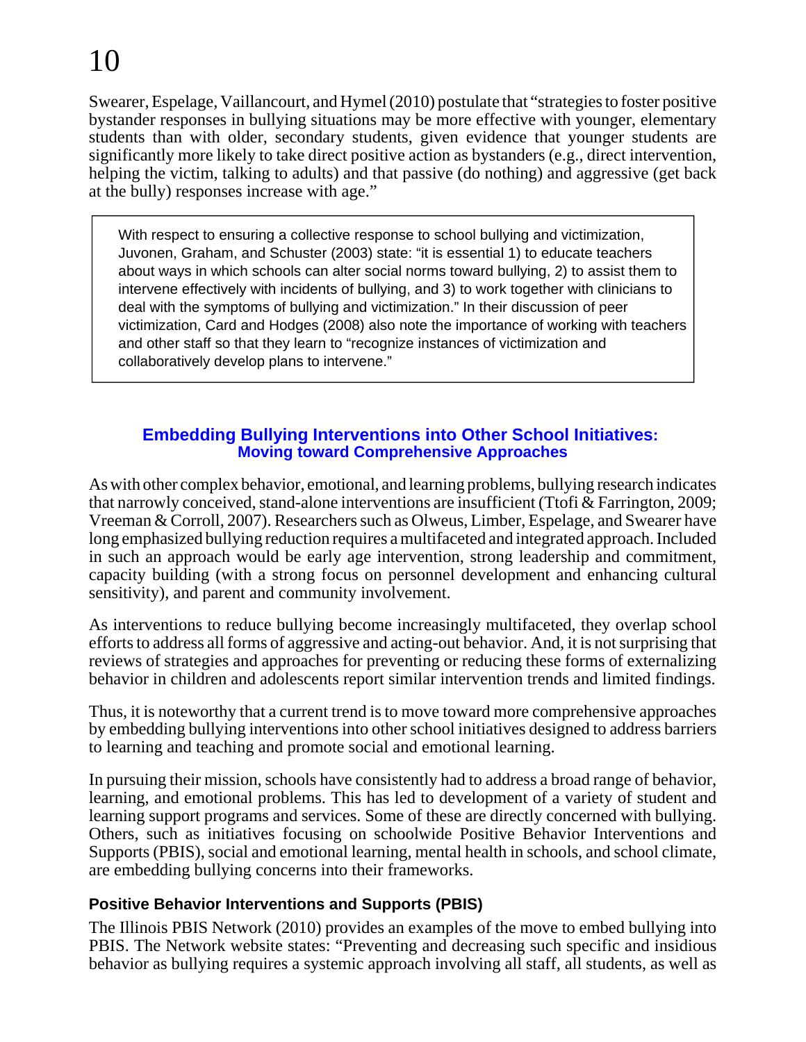Swearer, Espelage, Vaillancourt, and Hymel (2010) postulate that "strategies to foster positive bystander responses in bullying situations may be more effective with younger, elementary students than with older, secondary students, given evidence that younger students are significantly more likely to take direct positive action as bystanders (e.g., direct intervention, helping the victim, talking to adults) and that passive (do nothing) and aggressive (get back at the bully) responses increase with age."

> With respect to ensuring a collective response to school bullying and victimization, Juvonen, Graham, and Schuster (2003) state: "it is essential 1) to educate teachers about ways in which schools can alter social norms toward bullying, 2) to assist them to intervene effectively with incidents of bullying, and 3) to work together with clinicians to deal with the symptoms of bullying and victimization." In their discussion of peer victimization, Card and Hodges (2008) also note the importance of working with teachers and other staff so that they learn to "recognize instances of victimization and collaboratively develop plans to intervene."

## Embedding Bullying Interventions into Other School Initiatives: Moving toward Comprehensive Approaches

As with other complex behavior, emotional, and learning problems, bullying research indicates that narrowly conceived, stand-alone interventions are insufficient (Ttofi & Farrington, 2009; Vreeman & Corroll, 2007). Researchers such as Olweus, Limber, Espelage, and Swearer have long emphasized bullying reduction requires a multifaceted and integrated approach. Included in such an approach would be early age intervention, strong leadership and commitment, capacity building (with a strong focus on personnel development and enhancing cultural sensitivity), and parent and community involvement.

As interventions to reduce bullying become increasingly multifaceted, they overlap school efforts to address all forms of aggressive and acting-out behavior. And, it is not surprising that reviews of strategies and approaches for preventing or reducing these forms of externalizing behavior in children and adolescents report similar intervention trends and limited findings.

Thus, it is noteworthy that a current trend is to move toward more comprehensive approaches by embedding bullying interventions into other school initiatives designed to address barriers to learning and teaching and promote social and emotional learning.

In pursuing their mission, schools have consistently had to address a broad range of behavior, learning, and emotional problems. This has led to development of a variety of student and learning support programs and services. Some of these are directly concerned with bullying. Others, such as initiatives focusing on schoolwide Positive Behavior Interventions and Supports (PBIS), social and emotional learning, mental health in schools, and school climate, are embedding bullying concerns into their frameworks.

### Positive Behavior Interventions and Supports (PBIS)

The Illinois PBIS Network (2010) provides an examples of the move to embed bullying into PBIS. The Network website states: "Preventing and decreasing such specific and insidious behavior as bullying requires a systemic approach involving all staff, all students, as well as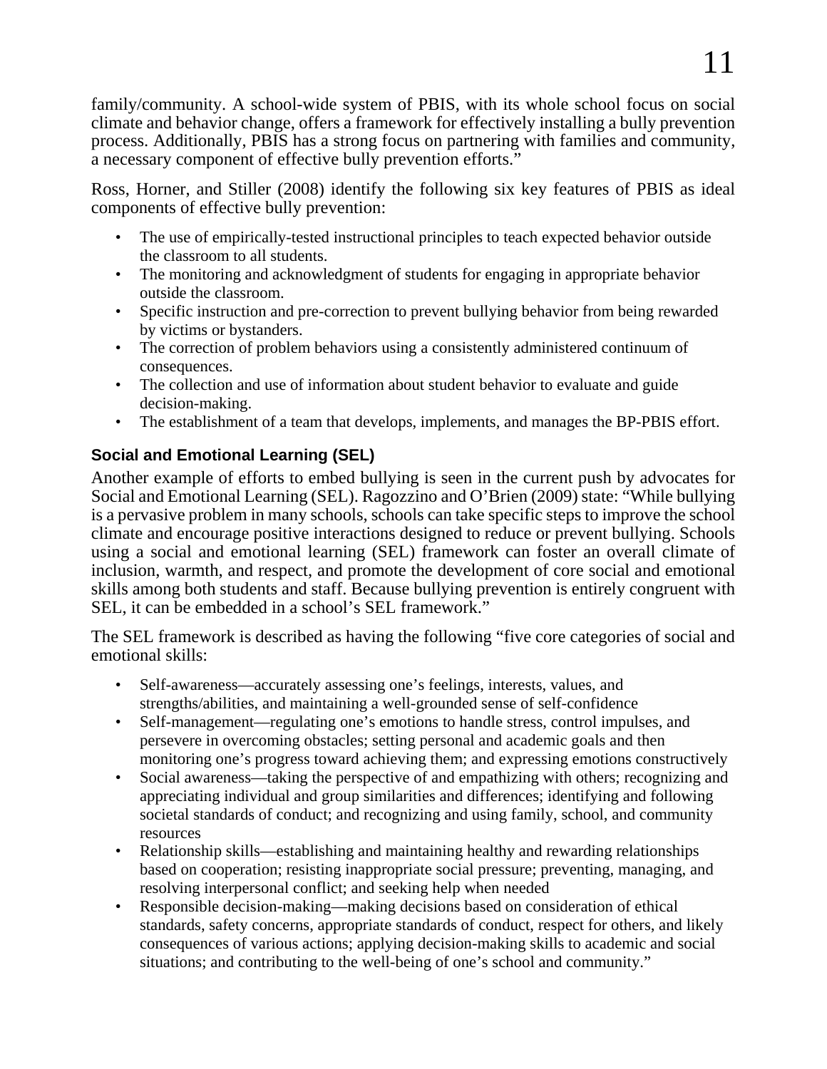family/community. A school-wide system of PBIS, with its whole school focus on social climate and behavior change, offers a framework for effectively installing a bully prevention process. Additionally, PBIS has a strong focus on partnering with families and community, a necessary component of effective bully prevention efforts."

Ross, Horner, and Stiller (2008) identify the following six key features of PBIS as ideal components of effective bully prevention:

- The use of empirically-tested instructional principles to teach expected behavior outside the classroom to all students.
- The monitoring and acknowledgment of students for engaging in appropriate behavior outside the classroom.
- Specific instruction and pre-correction to prevent bullying behavior from being rewarded by victims or bystanders.
- The correction of problem behaviors using a consistently administered continuum of consequences.
- The collection and use of information about student behavior to evaluate and guide decision-making.
- The establishment of a team that develops, implements, and manages the BP-PBIS effort.

### Social and Emotional Learning (SEL)

Another example of efforts to embed bullying is seen in the current push by advocates for Social and Emotional Learning (SEL). Ragozzino and O'Brien (2009) state: "While bullying is a pervasive problem in many schools, schools can take specific steps to improve the school climate and encourage positive interactions designed to reduce or prevent bullying. Schools using a social and emotional learning (SEL) framework can foster an overall climate of inclusion, warmth, and respect, and promote the development of core social and emotional skills among both students and staff. Because bullying prevention is entirely congruent with SEL, it can be embedded in a school's SEL framework."

The SEL framework is described as having the following "five core categories of social and emotional skills:

- Self-awareness—accurately assessing one's feelings, interests, values, and strengths/abilities, and maintaining a well-grounded sense of self-confidence
- Self-management—regulating one's emotions to handle stress, control impulses, and persevere in overcoming obstacles; setting personal and academic goals and then monitoring one's progress toward achieving them; and expressing emotions constructively
- Social awareness—taking the perspective of and empathizing with others; recognizing and appreciating individual and group similarities and differences; identifying and following societal standards of conduct; and recognizing and using family, school, and community resources
- Relationship skills—establishing and maintaining healthy and rewarding relationships based on cooperation; resisting inappropriate social pressure; preventing, managing, and resolving interpersonal conflict; and seeking help when needed
- Responsible decision-making—making decisions based on consideration of ethical standards, safety concerns, appropriate standards of conduct, respect for others, and likely consequences of various actions; applying decision-making skills to academic and social situations; and contributing to the well-being of one's school and community."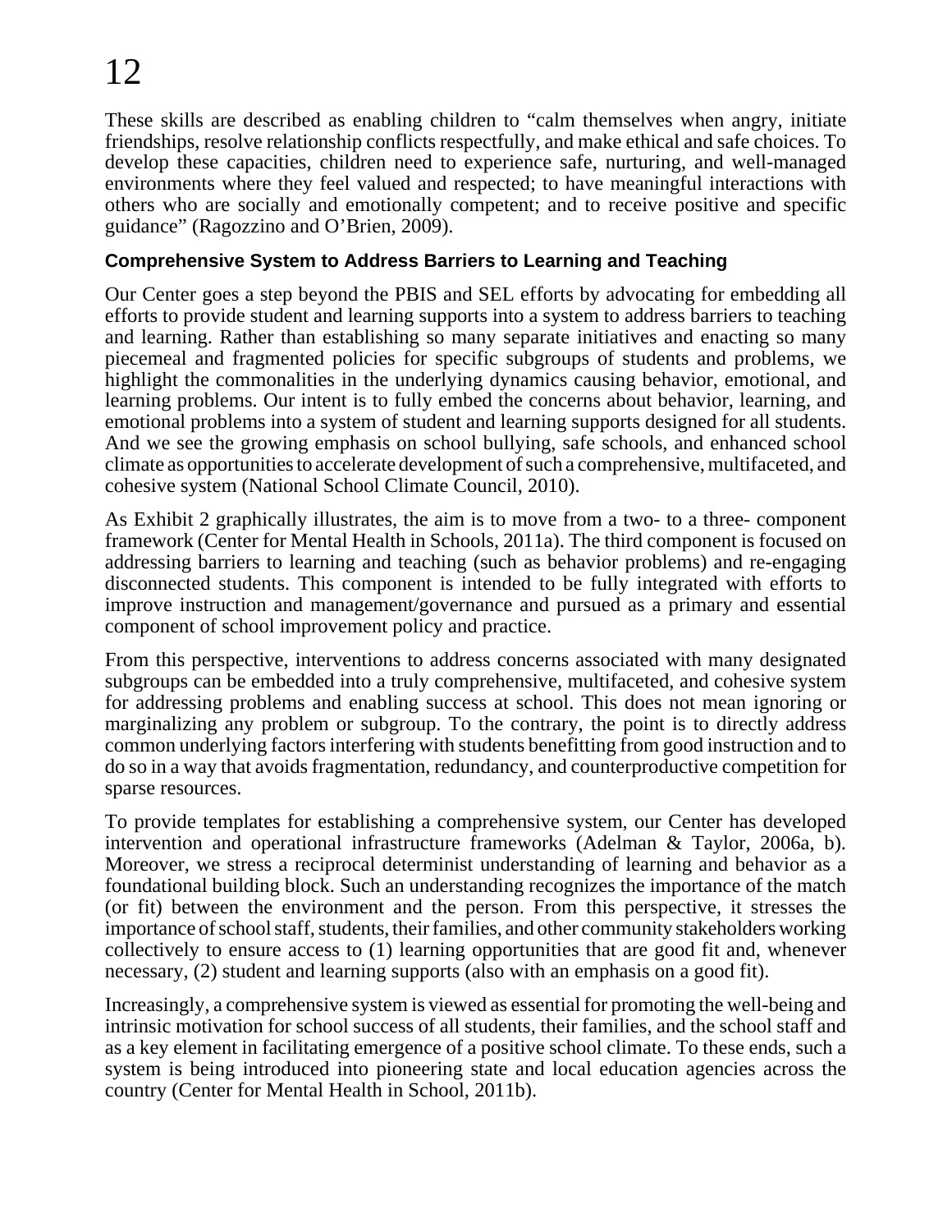These skills are described as enabling children to "calm themselves when angry, initiate friendships, resolve relationship conflicts respectfully, and make ethical and safe choices. To develop these capacities, children need to experience safe, nurturing, and well-managed environments where they feel valued and respected; to have meaningful interactions with others who are socially and emotionally competent; and to receive positive and specific guidance" (Ragozzino and O'Brien, 2009).

**Comprehensive System to Address Barriers to Learning and Teaching**

Our Center goes a step beyond the PBIS and SEL efforts by advocating for embedding all efforts to provide student and learning supports into a system to address barriers to teaching and learning. Rather than establishing so many separate initiatives and enacting so many piecemeal and fragmented policies for specific subgroups of students and problems, we highlight the commonalities in the underlying dynamics causing behavior, emotional, and learning problems. Our intent is to fully embed the concerns about behavior, learning, and emotional problems into a system of student and learning supports designed for all students. And we see the growing emphasis on school bullying, safe schools, and enhanced school climate as opportunities to accelerate development of such a comprehensive, multifaceted, and cohesive system (National School Climate Council, 2010).

As Exhibit 2 graphically illustrates, the aim is to move from a two- to a three- component framework (Center for Mental Health in Schools, 2011a). The third component is focused on addressing barriers to learning and teaching (such as behavior problems) and re-engaging disconnected students. This component is intended to be fully integrated with efforts to improve instruction and management/governance and pursued as a primary and essential component of school improvement policy and practice.

From this perspective, interventions to address concerns associated with many designated subgroups can be embedded into a truly comprehensive, multifaceted, and cohesive system for addressing problems and enabling success at school. This does not mean ignoring or marginalizing any problem or subgroup. To the contrary, the point is to directly address common underlying factors interfering with students benefitting from good instruction and to do so in a way that avoids fragmentation, redundancy, and counterproductive competition for sparse resources.

To provide templates for establishing a comprehensive system, our Center has developed intervention and operational infrastructure frameworks (Adelman & Taylor, 2006a, b). Moreover, we stress a reciprocal determinist understanding of learning and behavior as a foundational building block. Such an understanding recognizes the importance of the match (or fit) between the environment and the person. From this perspective, it stresses the importance of school staff, students, their families, and other community stakeholders working collectively to ensure access to (1) learning opportunities that are good fit and, whenever necessary, (2) student and learning supports (also with an emphasis on a good fit).

Increasingly, a comprehensive system is viewed as essential for promoting the well-being and intrinsic motivation for school success of all students, their families, and the school staff and as a key element in facilitating emergence of a positive school climate. To these ends, such a system is being introduced into pioneering state and local education agencies across the country (Center for Mental Health in School, 2011b).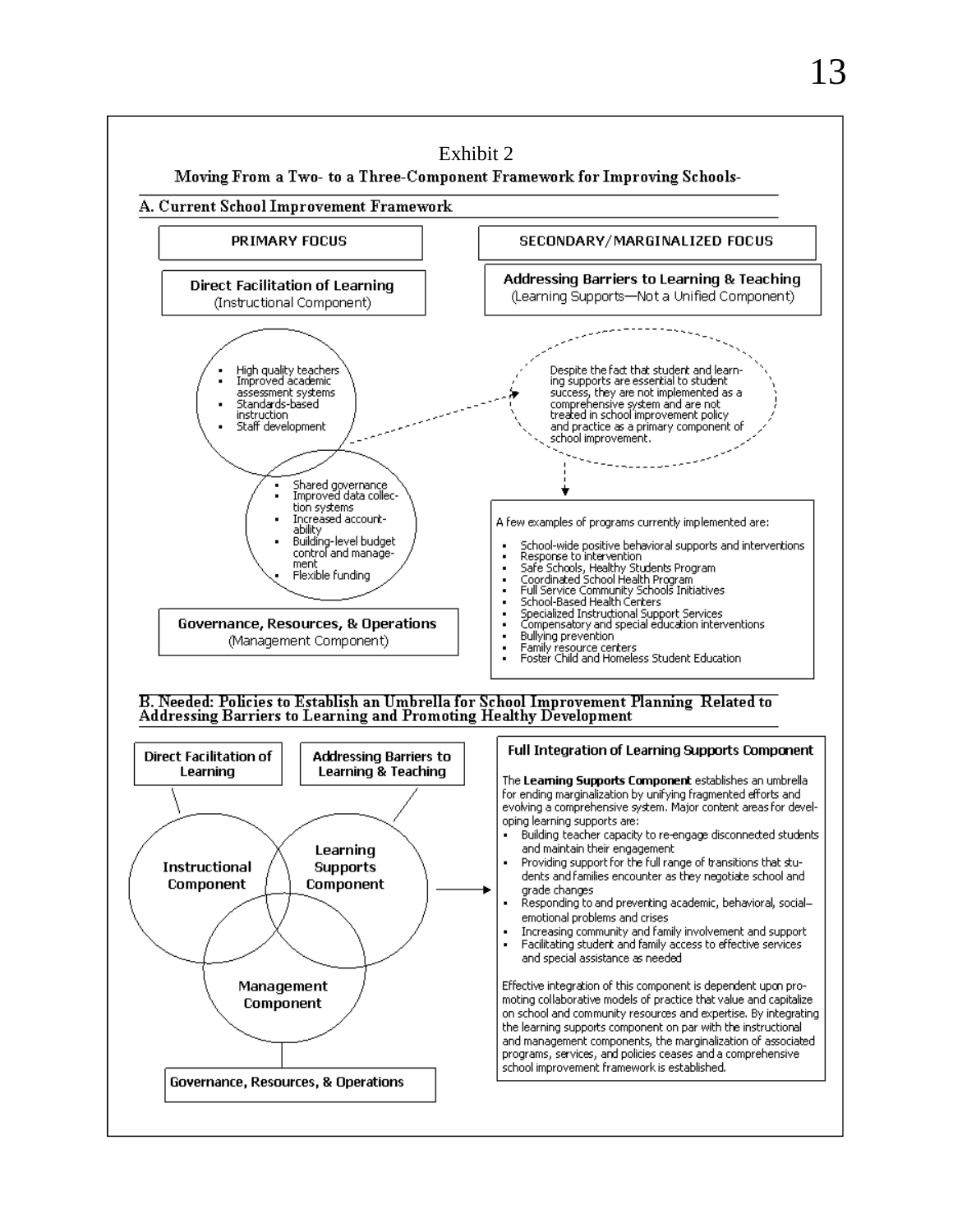## Exhibit 2

### Moving From a Two- to a Three-Component Framework for Improving Schools-

### A. Current School Improvement Framework

**PRIMARY FOCUS**

**Direct Facilitation of Learning**
(Instructional Component)

- High quality teachers
- Improved academic assessment systems
- Standards-based instruction
- Staff development

- Shared governance
- Improved data collection systems
- Increased accountability
- Building-level budget control and management
- Flexible funding

**Governance, Resources, & Operations**
(Management Component)

**SECONDARY/MARGINALIZED FOCUS**

**Addressing Barriers to Learning & Teaching**
(Learning Supports—Not a Unified Component)

Despite the fact that student and learning supports are essential to student success, they are not implemented as a comprehensive system and are not treated in school improvement policy and practice as a primary component of school improvement.

A few examples of programs currently implemented are:

- School-wide positive behavioral supports and interventions
- Response to intervention
- Safe Schools, Healthy Students Program
- Coordinated School Health Program
- Full Service Community Schools Initiatives
- School-Based Health Centers
- Specialized Instructional Support Services
- Compensatory and special education interventions
- Bullying prevention
- Family resource centers
- Foster Child and Homeless Student Education

### B. Needed: Policies to Establish an Umbrella for School Improvement Planning Related to Addressing Barriers to Learning and Promoting Healthy Development

**Direct Facilitation of Learning** — **Instructional Component**

**Addressing Barriers to Learning & Teaching** — **Learning Supports Component**

**Management Component** — **Governance, Resources, & Operations**

**Full Integration of Learning Supports Component**

The **Learning Supports Component** establishes an umbrella for ending marginalization by unifying fragmented efforts and evolving a comprehensive system. Major content areas for developing learning supports are:

- Building teacher capacity to re-engage disconnected students and maintain their engagement
- Providing support for the full range of transitions that students and families encounter as they negotiate school and grade changes
- Responding to and preventing academic, behavioral, social–emotional problems and crises
- Increasing community and family involvement and support
- Facilitating student and family access to effective services and special assistance as needed

Effective integration of this component is dependent upon promoting collaborative models of practice that value and capitalize on school and community resources and expertise. By integrating the learning supports component on par with the instructional and management components, the marginalization of associated programs, services, and policies ceases and a comprehensive school improvement framework is established.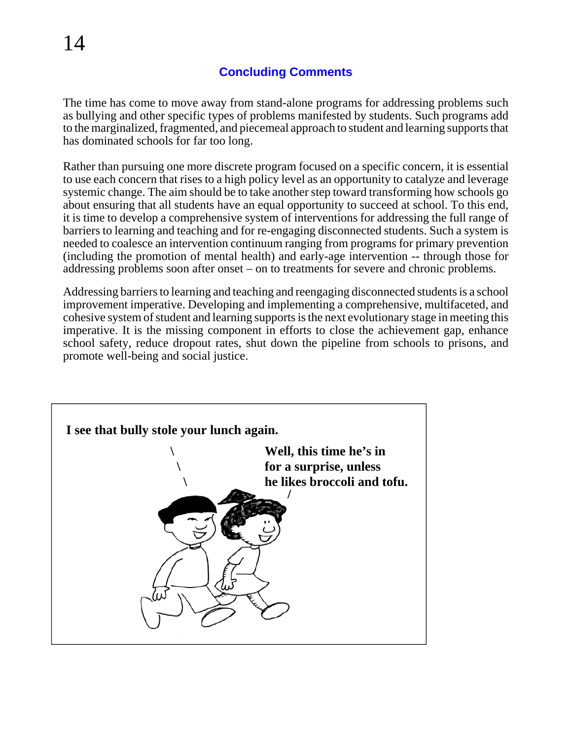## Concluding Comments

The time has come to move away from stand-alone programs for addressing problems such as bullying and other specific types of problems manifested by students. Such programs add to the marginalized, fragmented, and piecemeal approach to student and learning supports that has dominated schools for far too long.

Rather than pursuing one more discrete program focused on a specific concern, it is essential to use each concern that rises to a high policy level as an opportunity to catalyze and leverage systemic change. The aim should be to take another step toward transforming how schools go about ensuring that all students have an equal opportunity to succeed at school. To this end, it is time to develop a comprehensive system of interventions for addressing the full range of barriers to learning and teaching and for re-engaging disconnected students. Such a system is needed to coalesce an intervention continuum ranging from programs for primary prevention (including the promotion of mental health) and early-age intervention -- through those for addressing problems soon after onset – on to treatments for severe and chronic problems.

Addressing barriers to learning and teaching and reengaging disconnected students is a school improvement imperative. Developing and implementing a comprehensive, multifaceted, and cohesive system of student and learning supports is the next evolutionary stage in meeting this imperative. It is the missing component in efforts to close the achievement gap, enhance school safety, reduce dropout rates, shut down the pipeline from schools to prisons, and promote well-being and social justice.

**I see that bully stole your lunch again.**

**Well, this time he's in for a surprise, unless he likes broccoli and tofu.**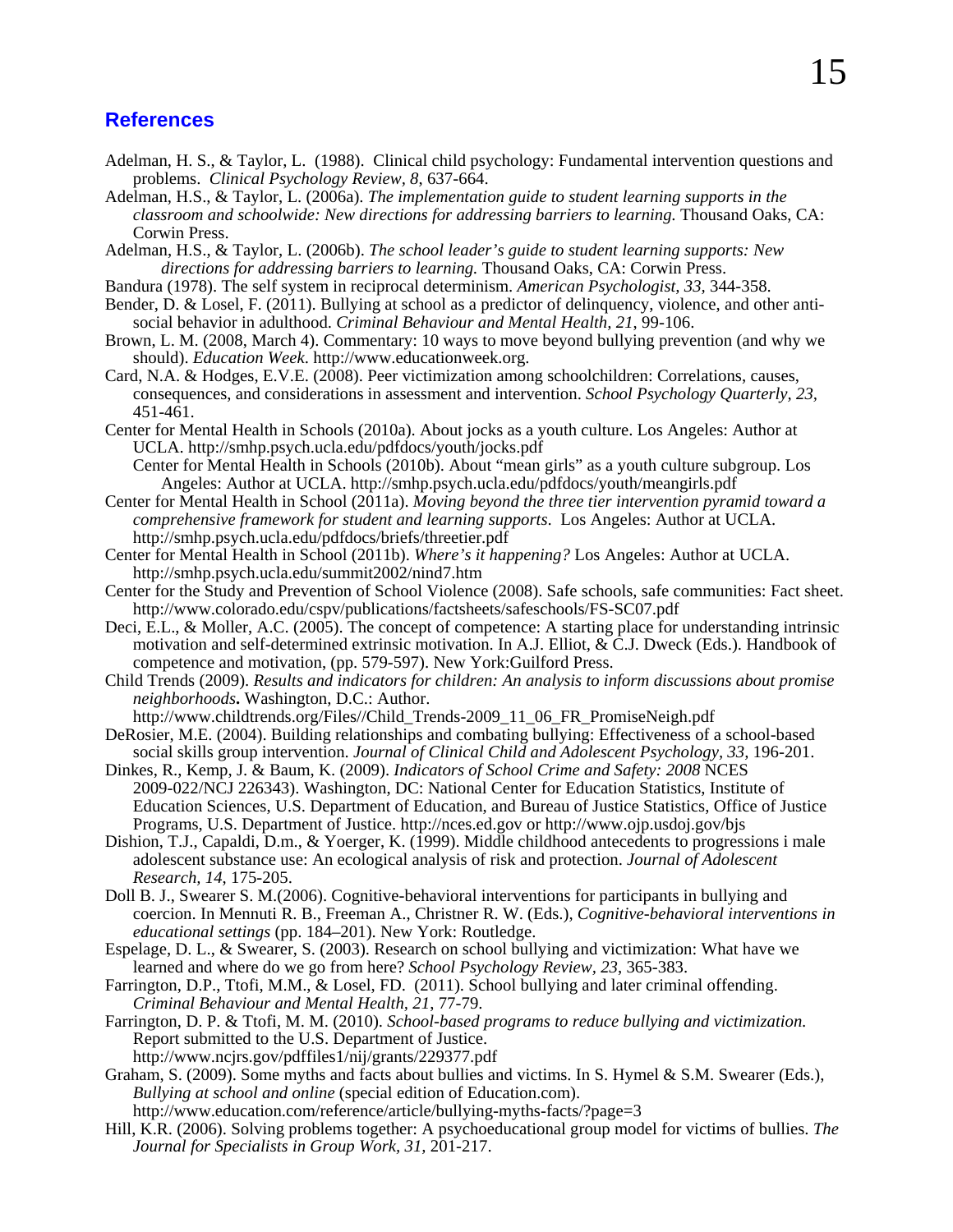## References

Adelman, H. S., & Taylor, L. (1988). Clinical child psychology: Fundamental intervention questions and problems. *Clinical Psychology Review*, *8*, 637-664.

Adelman, H.S., & Taylor, L. (2006a). *The implementation guide to student learning supports in the classroom and schoolwide: New directions for addressing barriers to learning.* Thousand Oaks, CA: Corwin Press.

Adelman, H.S., & Taylor, L. (2006b). *The school leader's guide to student learning supports: New directions for addressing barriers to learning.* Thousand Oaks, CA: Corwin Press.

Bandura (1978). The self system in reciprocal determinism. *American Psychologist, 33,* 344-358.

Bender, D. & Losel, F. (2011). Bullying at school as a predictor of delinquency, violence, and other anti-social behavior in adulthood. *Criminal Behaviour and Mental Health, 21*, 99-106.

Brown, L. M. (2008, March 4). Commentary: 10 ways to move beyond bullying prevention (and why we should). *Education Week*. http://www.educationweek.org.

Card, N.A. & Hodges, E.V.E. (2008). Peer victimization among schoolchildren: Correlations, causes, consequences, and considerations in assessment and intervention. *School Psychology Quarterly, 23,* 451-461.

Center for Mental Health in Schools (2010a). About jocks as a youth culture. Los Angeles: Author at UCLA. http://smhp.psych.ucla.edu/pdfdocs/youth/jocks.pdf

Center for Mental Health in Schools (2010b). About "mean girls" as a youth culture subgroup. Los Angeles: Author at UCLA. http://smhp.psych.ucla.edu/pdfdocs/youth/meangirls.pdf

Center for Mental Health in School (2011a). *Moving beyond the three tier intervention pyramid toward a comprehensive framework for student and learning supports*. Los Angeles: Author at UCLA. http://smhp.psych.ucla.edu/pdfdocs/briefs/threetier.pdf

Center for Mental Health in School (2011b). *Where's it happening?* Los Angeles: Author at UCLA. http://smhp.psych.ucla.edu/summit2002/nind7.htm

Center for the Study and Prevention of School Violence (2008). Safe schools, safe communities: Fact sheet. http://www.colorado.edu/cspv/publications/factsheets/safeschools/FS-SC07.pdf

Deci, E.L., & Moller, A.C. (2005). The concept of competence: A starting place for understanding intrinsic motivation and self-determined extrinsic motivation. In A.J. Elliot, & C.J. Dweck (Eds.). Handbook of competence and motivation, (pp. 579-597). New York:Guilford Press.

Child Trends (2009). *Results and indicators for children: An analysis to inform discussions about promise neighborhoods***.** Washington, D.C.: Author. http://www.childtrends.org/Files//Child_Trends-2009_11_06_FR_PromiseNeigh.pdf

DeRosier, M.E. (2004). Building relationships and combating bullying: Effectiveness of a school-based social skills group intervention. *Journal of Clinical Child and Adolescent Psychology, 33,* 196-201.

Dinkes, R., Kemp, J. & Baum, K. (2009). *Indicators of School Crime and Safety: 2008* NCES 2009-022/NCJ 226343). Washington, DC: National Center for Education Statistics, Institute of Education Sciences, U.S. Department of Education, and Bureau of Justice Statistics, Office of Justice Programs, U.S. Department of Justice. http://nces.ed.gov or http://www.ojp.usdoj.gov/bjs

Dishion, T.J., Capaldi, D.m., & Yoerger, K. (1999). Middle childhood antecedents to progressions i male adolescent substance use: An ecological analysis of risk and protection. *Journal of Adolescent Research, 14*, 175-205.

Doll B. J., Swearer S. M.(2006). Cognitive-behavioral interventions for participants in bullying and coercion. In Mennuti R. B., Freeman A., Christner R. W. (Eds.), *Cognitive-behavioral interventions in educational settings* (pp. 184–201). New York: Routledge.

Espelage, D. L., & Swearer, S. (2003). Research on school bullying and victimization: What have we learned and where do we go from here? *School Psychology Review, 23*, 365-383.

Farrington, D.P., Ttofi, M.M., & Losel, FD. (2011). School bullying and later criminal offending. *Criminal Behaviour and Mental Health, 21*, 77-79.

Farrington, D. P. & Ttofi, M. M. (2010). *School-based programs to reduce bullying and victimization.* Report submitted to the U.S. Department of Justice. http://www.ncjrs.gov/pdffiles1/nij/grants/229377.pdf

Graham, S. (2009). Some myths and facts about bullies and victims. In S. Hymel & S.M. Swearer (Eds.), *Bullying at school and online* (special edition of Education.com). http://www.education.com/reference/article/bullying-myths-facts/?page=3

Hill, K.R. (2006). Solving problems together: A psychoeducational group model for victims of bullies. *The Journal for Specialists in Group Work, 31*, 201-217.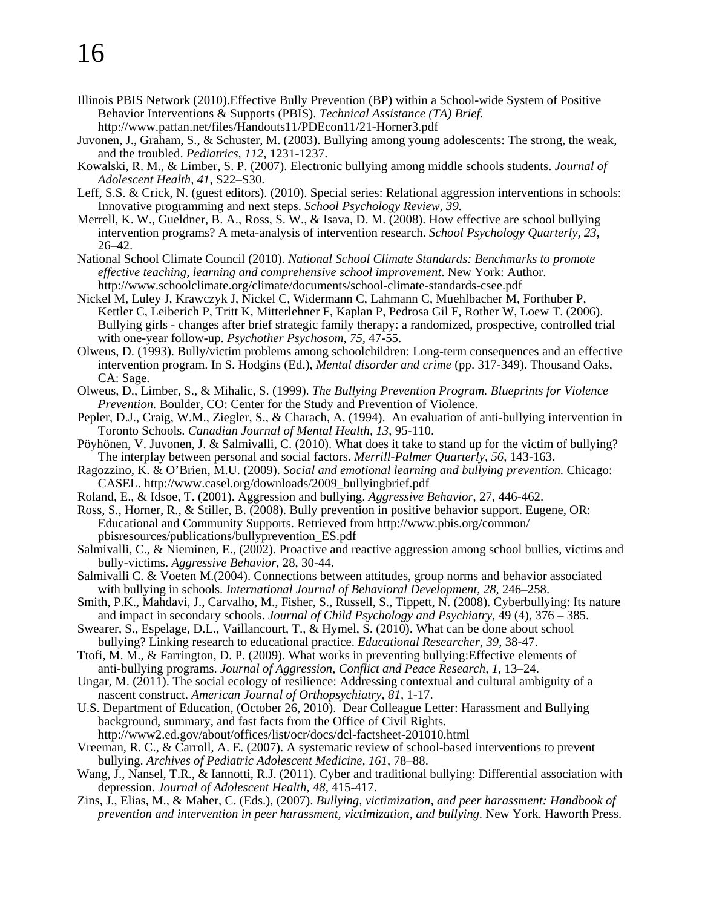Illinois PBIS Network (2010).Effective Bully Prevention (BP) within a School-wide System of Positive Behavior Interventions & Supports (PBIS). *Technical Assistance (TA) Brief*. http://www.pattan.net/files/Handouts11/PDEcon11/21-Horner3.pdf

Juvonen, J., Graham, S., & Schuster, M. (2003). Bullying among young adolescents: The strong, the weak, and the troubled. *Pediatrics, 112*, 1231-1237.

Kowalski, R. M., & Limber, S. P. (2007). Electronic bullying among middle schools students. *Journal of Adolescent Health, 41*, S22–S30.

Leff, S.S. & Crick, N. (guest editors). (2010). Special series: Relational aggression interventions in schools: Innovative programming and next steps. *School Psychology Review, 39.*

Merrell, K. W., Gueldner, B. A., Ross, S. W., & Isava, D. M. (2008). How effective are school bullying intervention programs? A meta-analysis of intervention research. *School Psychology Quarterly, 23*, 26–42.

National School Climate Council (2010). *National School Climate Standards: Benchmarks to promote effective teaching, learning and comprehensive school improvement*. New York: Author. http://www.schoolclimate.org/climate/documents/school-climate-standards-csee.pdf

Nickel M, Luley J, Krawczyk J, Nickel C, Widermann C, Lahmann C, Muehlbacher M, Forthuber P, Kettler C, Leiberich P, Tritt K, Mitterlehner F, Kaplan P, Pedrosa Gil F, Rother W, Loew T. (2006). Bullying girls - changes after brief strategic family therapy: a randomized, prospective, controlled trial with one-year follow-up. *Psychother Psychosom, 75*, 47-55.

Olweus, D. (1993). Bully/victim problems among schoolchildren: Long-term consequences and an effective intervention program. In S. Hodgins (Ed.), *Mental disorder and crime* (pp. 317-349). Thousand Oaks, CA: Sage.

Olweus, D., Limber, S., & Mihalic, S. (1999). *The Bullying Prevention Program. Blueprints for Violence Prevention.* Boulder, CO: Center for the Study and Prevention of Violence.

Pepler, D.J., Craig, W.M., Ziegler, S., & Charach, A. (1994). An evaluation of anti-bullying intervention in Toronto Schools. *Canadian Journal of Mental Health, 13*, 95-110.

Pöyhönen, V. Juvonen, J. & Salmivalli, C. (2010). What does it take to stand up for the victim of bullying? The interplay between personal and social factors. *Merrill-Palmer Quarterly, 56*, 143-163.

Ragozzino, K. & O'Brien, M.U. (2009). *Social and emotional learning and bullying prevention.* Chicago: CASEL. http://www.casel.org/downloads/2009_bullyingbrief.pdf

Roland, E., & Idsoe, T. (2001). Aggression and bullying. *Aggressive Behavior*, 27, 446-462.

Ross, S., Horner, R., & Stiller, B. (2008). Bully prevention in positive behavior support. Eugene, OR: Educational and Community Supports. Retrieved from http://www.pbis.org/common/ pbisresources/publications/bullyprevention_ES.pdf

Salmivalli, C., & Nieminen, E., (2002). Proactive and reactive aggression among school bullies, victims and bully-victims. *Aggressive Behavior*, 28, 30-44.

Salmivalli C. & Voeten M.(2004). Connections between attitudes, group norms and behavior associated with bullying in schools. *International Journal of Behavioral Development, 28*, 246–258.

Smith, P.K., Mahdavi, J., Carvalho, M., Fisher, S., Russell, S., Tippett, N. (2008). Cyberbullying: Its nature and impact in secondary schools. *Journal of Child Psychology and Psychiatry*, 49 (4), 376 – 385.

Swearer, S., Espelage, D.L., Vaillancourt, T., & Hymel, S. (2010). What can be done about school bullying? Linking research to educational practice. *Educational Researcher, 39*, 38-47.

Ttofi, M. M., & Farrington, D. P. (2009). What works in preventing bullying:Effective elements of anti-bullying programs. *Journal of Aggression, Conflict and Peace Research, 1*, 13–24.

Ungar, M. (2011). The social ecology of resilience: Addressing contextual and cultural ambiguity of a nascent construct. *American Journal of Orthopsychiatry, 81*, 1-17.

U.S. Department of Education, (October 26, 2010). Dear Colleague Letter: Harassment and Bullying background, summary, and fast facts from the Office of Civil Rights. http://www2.ed.gov/about/offices/list/ocr/docs/dcl-factsheet-201010.html

Vreeman, R. C., & Carroll, A. E. (2007). A systematic review of school-based interventions to prevent bullying. *Archives of Pediatric Adolescent Medicine, 161*, 78–88.

Wang, J., Nansel, T.R., & Iannotti, R.J. (2011). Cyber and traditional bullying: Differential association with depression. *Journal of Adolescent Health, 48*, 415-417.

Zins, J., Elias, M., & Maher, C. (Eds.), (2007). *Bullying, victimization, and peer harassment: Handbook of prevention and intervention in peer harassment, victimization, and bullying*. New York. Haworth Press.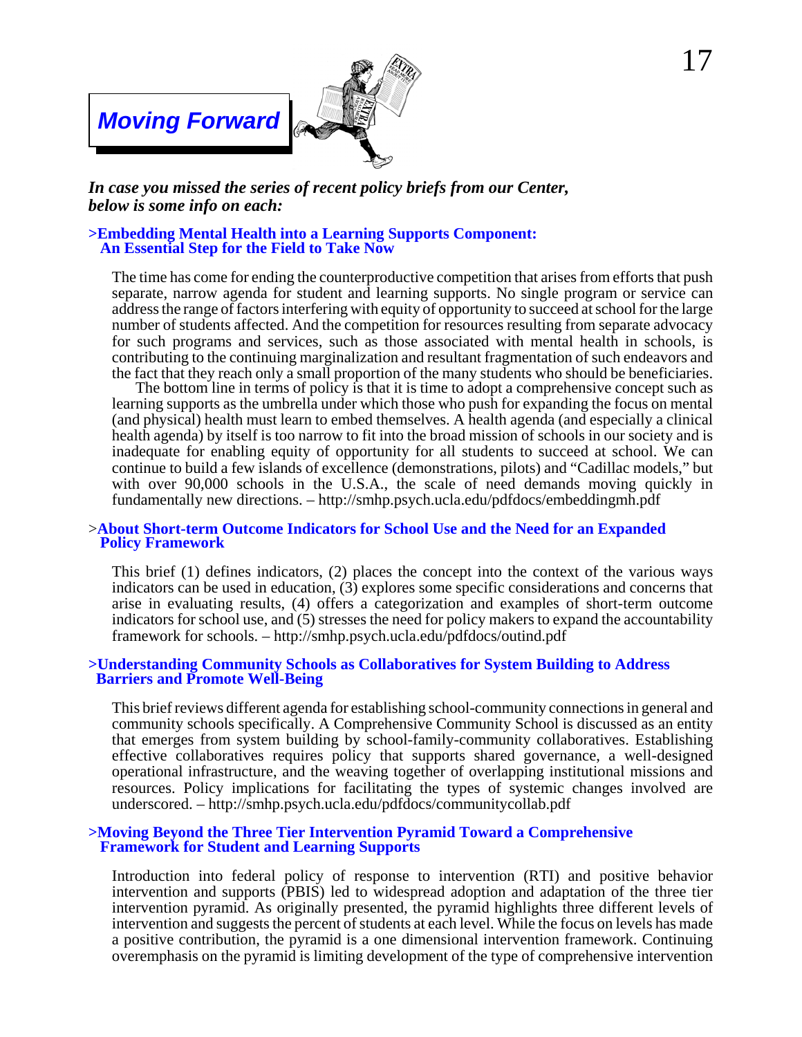## Moving Forward

***In case you missed the series of recent policy briefs from our Center, below is some info on each:***

### >Embedding Mental Health into a Learning Supports Component: An Essential Step for the Field to Take Now

The time has come for ending the counterproductive competition that arises from efforts that push separate, narrow agenda for student and learning supports. No single program or service can address the range of factors interfering with equity of opportunity to succeed at school for the large number of students affected. And the competition for resources resulting from separate advocacy for such programs and services, such as those associated with mental health in schools, is contributing to the continuing marginalization and resultant fragmentation of such endeavors and the fact that they reach only a small proportion of the many students who should be beneficiaries.

The bottom line in terms of policy is that it is time to adopt a comprehensive concept such as learning supports as the umbrella under which those who push for expanding the focus on mental (and physical) health must learn to embed themselves. A health agenda (and especially a clinical health agenda) by itself is too narrow to fit into the broad mission of schools in our society and is inadequate for enabling equity of opportunity for all students to succeed at school. We can continue to build a few islands of excellence (demonstrations, pilots) and "Cadillac models," but with over 90,000 schools in the U.S.A., the scale of need demands moving quickly in fundamentally new directions. – http://smhp.psych.ucla.edu/pdfdocs/embeddingmh.pdf

### >About Short-term Outcome Indicators for School Use and the Need for an Expanded Policy Framework

This brief (1) defines indicators, (2) places the concept into the context of the various ways indicators can be used in education, (3) explores some specific considerations and concerns that arise in evaluating results, (4) offers a categorization and examples of short-term outcome indicators for school use, and (5) stresses the need for policy makers to expand the accountability framework for schools. – http://smhp.psych.ucla.edu/pdfdocs/outind.pdf

### >Understanding Community Schools as Collaboratives for System Building to Address Barriers and Promote Well-Being

This brief reviews different agenda for establishing school-community connections in general and community schools specifically. A Comprehensive Community School is discussed as an entity that emerges from system building by school-family-community collaboratives. Establishing effective collaboratives requires policy that supports shared governance, a well-designed operational infrastructure, and the weaving together of overlapping institutional missions and resources. Policy implications for facilitating the types of systemic changes involved are underscored. – http://smhp.psych.ucla.edu/pdfdocs/communitycollab.pdf

### >Moving Beyond the Three Tier Intervention Pyramid Toward a Comprehensive Framework for Student and Learning Supports

Introduction into federal policy of response to intervention (RTI) and positive behavior intervention and supports (PBIS) led to widespread adoption and adaptation of the three tier intervention pyramid. As originally presented, the pyramid highlights three different levels of intervention and suggests the percent of students at each level. While the focus on levels has made a positive contribution, the pyramid is a one dimensional intervention framework. Continuing overemphasis on the pyramid is limiting development of the type of comprehensive intervention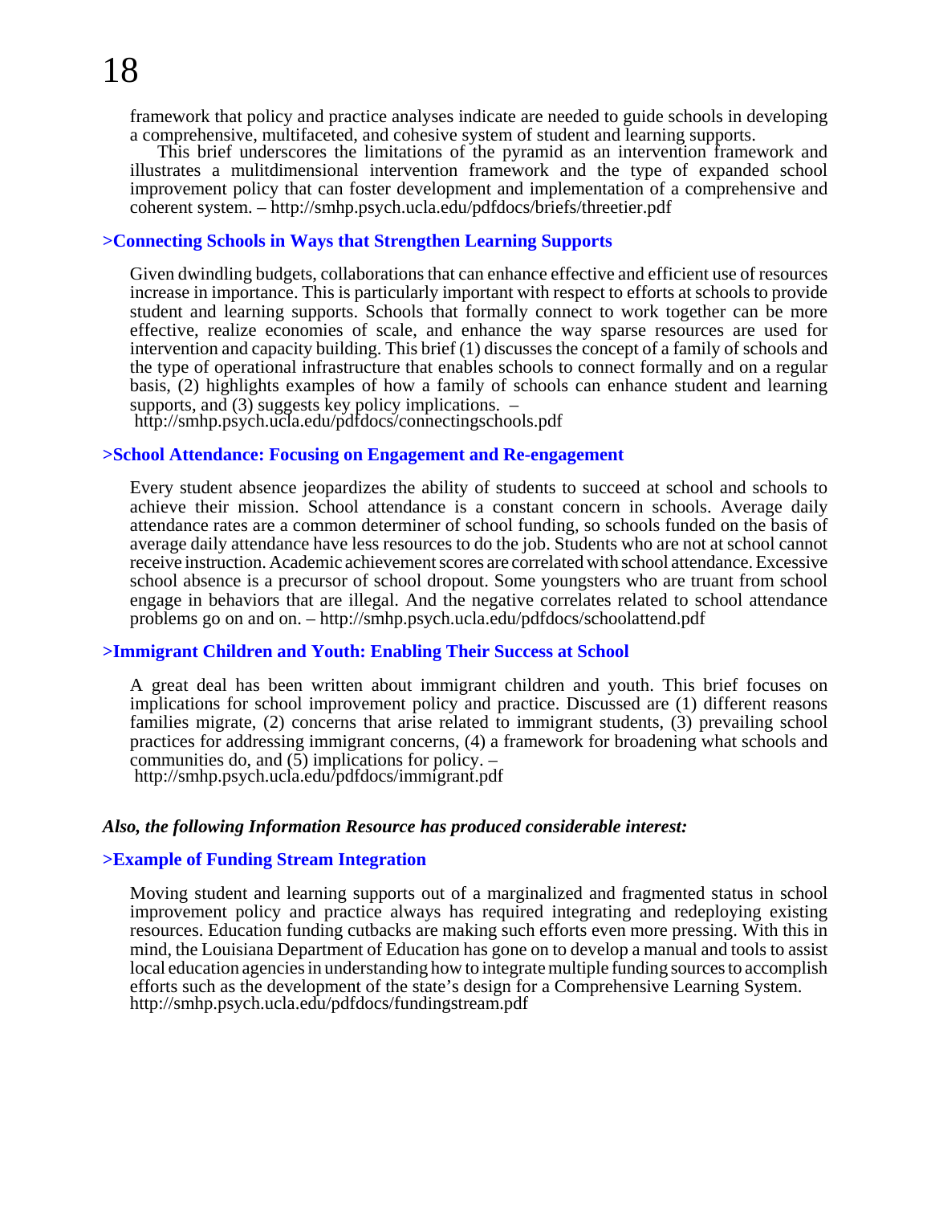framework that policy and practice analyses indicate are needed to guide schools in developing a comprehensive, multifaceted, and cohesive system of student and learning supports.

This brief underscores the limitations of the pyramid as an intervention framework and illustrates a mulitdimensional intervention framework and the type of expanded school improvement policy that can foster development and implementation of a comprehensive and coherent system. – http://smhp.psych.ucla.edu/pdfdocs/briefs/threetier.pdf

**>Connecting Schools in Ways that Strengthen Learning Supports**

Given dwindling budgets, collaborations that can enhance effective and efficient use of resources increase in importance. This is particularly important with respect to efforts at schools to provide student and learning supports. Schools that formally connect to work together can be more effective, realize economies of scale, and enhance the way sparse resources are used for intervention and capacity building. This brief (1) discusses the concept of a family of schools and the type of operational infrastructure that enables schools to connect formally and on a regular basis, (2) highlights examples of how a family of schools can enhance student and learning supports, and (3) suggests key policy implications. – http://smhp.psych.ucla.edu/pdfdocs/connectingschools.pdf

**>School Attendance: Focusing on Engagement and Re-engagement**

Every student absence jeopardizes the ability of students to succeed at school and schools to achieve their mission. School attendance is a constant concern in schools. Average daily attendance rates are a common determiner of school funding, so schools funded on the basis of average daily attendance have less resources to do the job. Students who are not at school cannot receive instruction. Academic achievement scores are correlated with school attendance. Excessive school absence is a precursor of school dropout. Some youngsters who are truant from school engage in behaviors that are illegal. And the negative correlates related to school attendance problems go on and on. – http://smhp.psych.ucla.edu/pdfdocs/schoolattend.pdf

**>Immigrant Children and Youth: Enabling Their Success at School**

A great deal has been written about immigrant children and youth. This brief focuses on implications for school improvement policy and practice. Discussed are (1) different reasons families migrate, (2) concerns that arise related to immigrant students, (3) prevailing school practices for addressing immigrant concerns, (4) a framework for broadening what schools and communities do, and (5) implications for policy. – http://smhp.psych.ucla.edu/pdfdocs/immigrant.pdf

***Also, the following Information Resource has produced considerable interest:***

**>Example of Funding Stream Integration**

Moving student and learning supports out of a marginalized and fragmented status in school improvement policy and practice always has required integrating and redeploying existing resources. Education funding cutbacks are making such efforts even more pressing. With this in mind, the Louisiana Department of Education has gone on to develop a manual and tools to assist local education agencies in understanding how to integrate multiple funding sources to accomplish efforts such as the development of the state's design for a Comprehensive Learning System. http://smhp.psych.ucla.edu/pdfdocs/fundingstream.pdf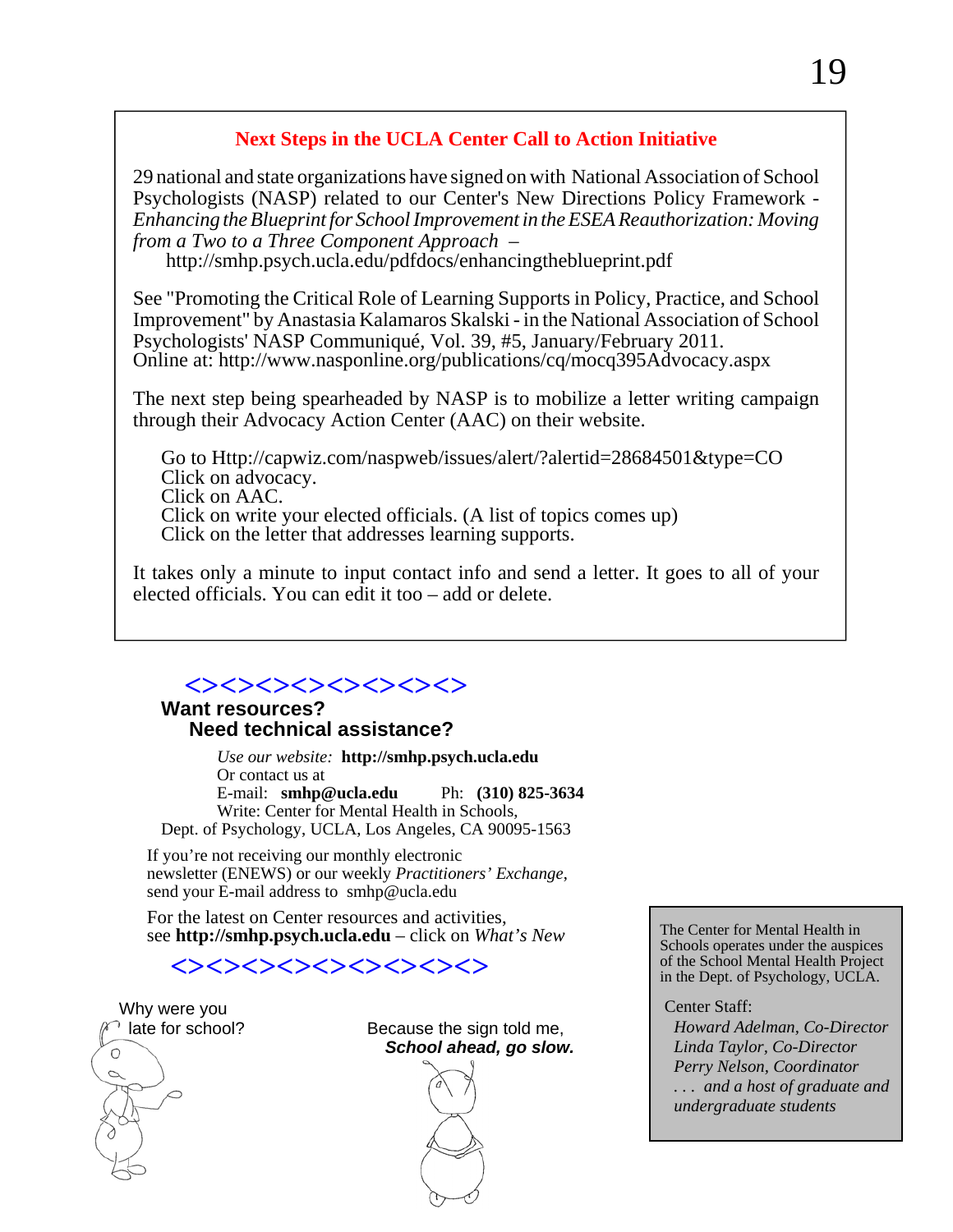## Next Steps in the UCLA Center Call to Action Initiative

29 national and state organizations have signed on with National Association of School Psychologists (NASP) related to our Center's New Directions Policy Framework - *Enhancing the Blueprint for School Improvement in the ESEA Reauthorization: Moving from a Two to a Three Component Approach* –
http://smhp.psych.ucla.edu/pdfdocs/enhancingtheblueprint.pdf

See "Promoting the Critical Role of Learning Supports in Policy, Practice, and School Improvement" by Anastasia Kalamaros Skalski - in the National Association of School Psychologists' NASP Communiqué, Vol. 39, #5, January/February 2011.
Online at: http://www.nasponline.org/publications/cq/mocq395Advocacy.aspx

The next step being spearheaded by NASP is to mobilize a letter writing campaign through their Advocacy Action Center (AAC) on their website.

Go to Http://capwiz.com/naspweb/issues/alert/?alertid=28684501&type=CO
Click on advocacy.
Click on AAC.
Click on write your elected officials. (A list of topics comes up)
Click on the letter that addresses learning supports.

It takes only a minute to input contact info and send a letter. It goes to all of your elected officials. You can edit it too – add or delete.

<><><><><><><><>

**Want resources?**
**Need technical assistance?**

*Use our website:* **http://smhp.psych.ucla.edu**
Or contact us at
E-mail: **smhp@ucla.edu** Ph: **(310) 825-3634**
Write: Center for Mental Health in Schools,
Dept. of Psychology, UCLA, Los Angeles, CA 90095-1563

If you're not receiving our monthly electronic newsletter (ENEWS) or our weekly *Practitioners' Exchange*, send your E-mail address to smhp@ucla.edu

For the latest on Center resources and activities, see **http://smhp.psych.ucla.edu** – click on *What's New*

<><><><><><><><><>

Why were you late for school?

Because the sign told me, ***School ahead, go slow.***

The Center for Mental Health in Schools operates under the auspices of the School Mental Health Project in the Dept. of Psychology, UCLA.

Center Staff:
*Howard Adelman, Co-Director*
*Linda Taylor, Co-Director*
*Perry Nelson, Coordinator*
*. . . and a host of graduate and undergraduate students*